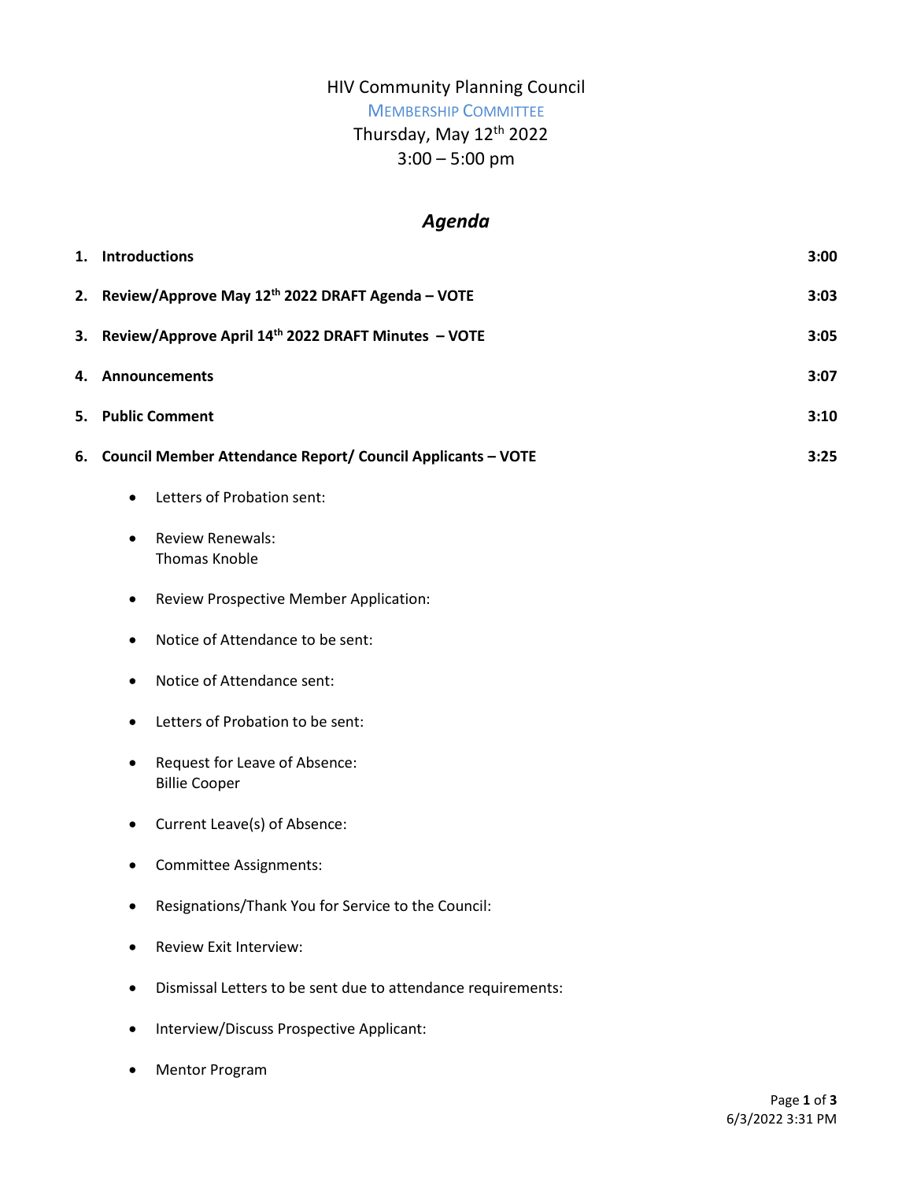# HIV Community Planning Council

## Membership Committee

Thursday, May 12th 2022

3:00 – 5:00 pm

## *Agenda*

| | | |
|---|---|---|
| 1. | **Introductions** | **3:00** |
| 2. | **Review/Approve May 12th 2022 DRAFT Agenda – VOTE** | **3:03** |
| 3. | **Review/Approve April 14th 2022 DRAFT Minutes – VOTE** | **3:05** |
| 4. | **Announcements** | **3:07** |
| 5. | **Public Comment** | **3:10** |
| 6. | **Council Member Attendance Report/ Council Applicants – VOTE** | **3:25** |

- Letters of Probation sent:
- Review Renewals:
  Thomas Knoble
- Review Prospective Member Application:
- Notice of Attendance to be sent:
- Notice of Attendance sent:
- Letters of Probation to be sent:
- Request for Leave of Absence:
  Billie Cooper
- Current Leave(s) of Absence:
- Committee Assignments:
- Resignations/Thank You for Service to the Council:
- Review Exit Interview:
- Dismissal Letters to be sent due to attendance requirements:
- Interview/Discuss Prospective Applicant:
- Mentor Program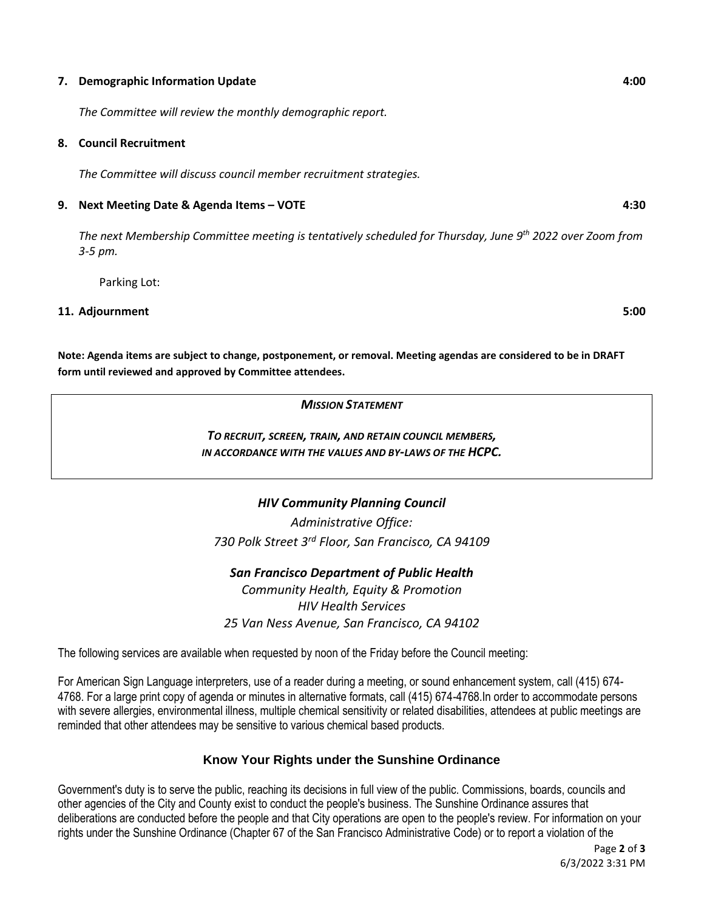**7. Demographic Information Update** **4:00**

*The Committee will review the monthly demographic report.*

**8. Council Recruitment**

*The Committee will discuss council member recruitment strategies.*

**9. Next Meeting Date & Agenda Items – VOTE** **4:30**

*The next Membership Committee meeting is tentatively scheduled for Thursday, June 9th 2022 over Zoom from 3-5 pm.*

Parking Lot:

**11. Adjournment** **5:00**

**Note: Agenda items are subject to change, postponement, or removal. Meeting agendas are considered to be in DRAFT form until reviewed and approved by Committee attendees.**

***MISSION STATEMENT***

***TO RECRUIT, SCREEN, TRAIN, AND RETAIN COUNCIL MEMBERS, IN ACCORDANCE WITH THE VALUES AND BY-LAWS OF THE HCPC.***

***HIV Community Planning Council***

*Administrative Office:*
*730 Polk Street 3rd Floor, San Francisco, CA 94109*

***San Francisco Department of Public Health***

*Community Health, Equity & Promotion*
*HIV Health Services*
*25 Van Ness Avenue, San Francisco, CA 94102*

The following services are available when requested by noon of the Friday before the Council meeting:

For American Sign Language interpreters, use of a reader during a meeting, or sound enhancement system, call (415) 674-4768. For a large print copy of agenda or minutes in alternative formats, call (415) 674-4768.In order to accommodate persons with severe allergies, environmental illness, multiple chemical sensitivity or related disabilities, attendees at public meetings are reminded that other attendees may be sensitive to various chemical based products.

## Know Your Rights under the Sunshine Ordinance

Government's duty is to serve the public, reaching its decisions in full view of the public. Commissions, boards, councils and other agencies of the City and County exist to conduct the people's business. The Sunshine Ordinance assures that deliberations are conducted before the people and that City operations are open to the people's review. For information on your rights under the Sunshine Ordinance (Chapter 67 of the San Francisco Administrative Code) or to report a violation of the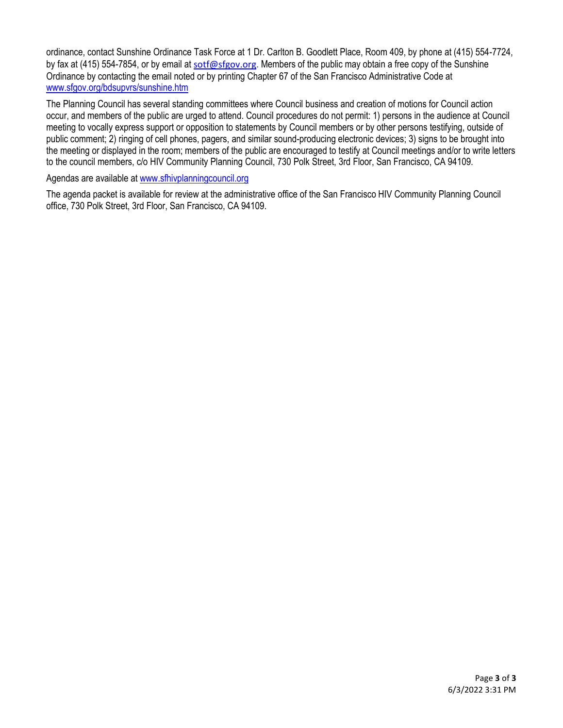ordinance, contact Sunshine Ordinance Task Force at 1 Dr. Carlton B. Goodlett Place, Room 409, by phone at (415) 554-7724, by fax at (415) 554-7854, or by email at sotf@sfgov.org. Members of the public may obtain a free copy of the Sunshine Ordinance by contacting the email noted or by printing Chapter 67 of the San Francisco Administrative Code at www.sfgov.org/bdsupvrs/sunshine.htm

The Planning Council has several standing committees where Council business and creation of motions for Council action occur, and members of the public are urged to attend. Council procedures do not permit: 1) persons in the audience at Council meeting to vocally express support or opposition to statements by Council members or by other persons testifying, outside of public comment; 2) ringing of cell phones, pagers, and similar sound-producing electronic devices; 3) signs to be brought into the meeting or displayed in the room; members of the public are encouraged to testify at Council meetings and/or to write letters to the council members, c/o HIV Community Planning Council, 730 Polk Street, 3rd Floor, San Francisco, CA 94109.

Agendas are available at www.sfhivplanningcouncil.org

The agenda packet is available for review at the administrative office of the San Francisco HIV Community Planning Council office, 730 Polk Street, 3rd Floor, San Francisco, CA 94109.